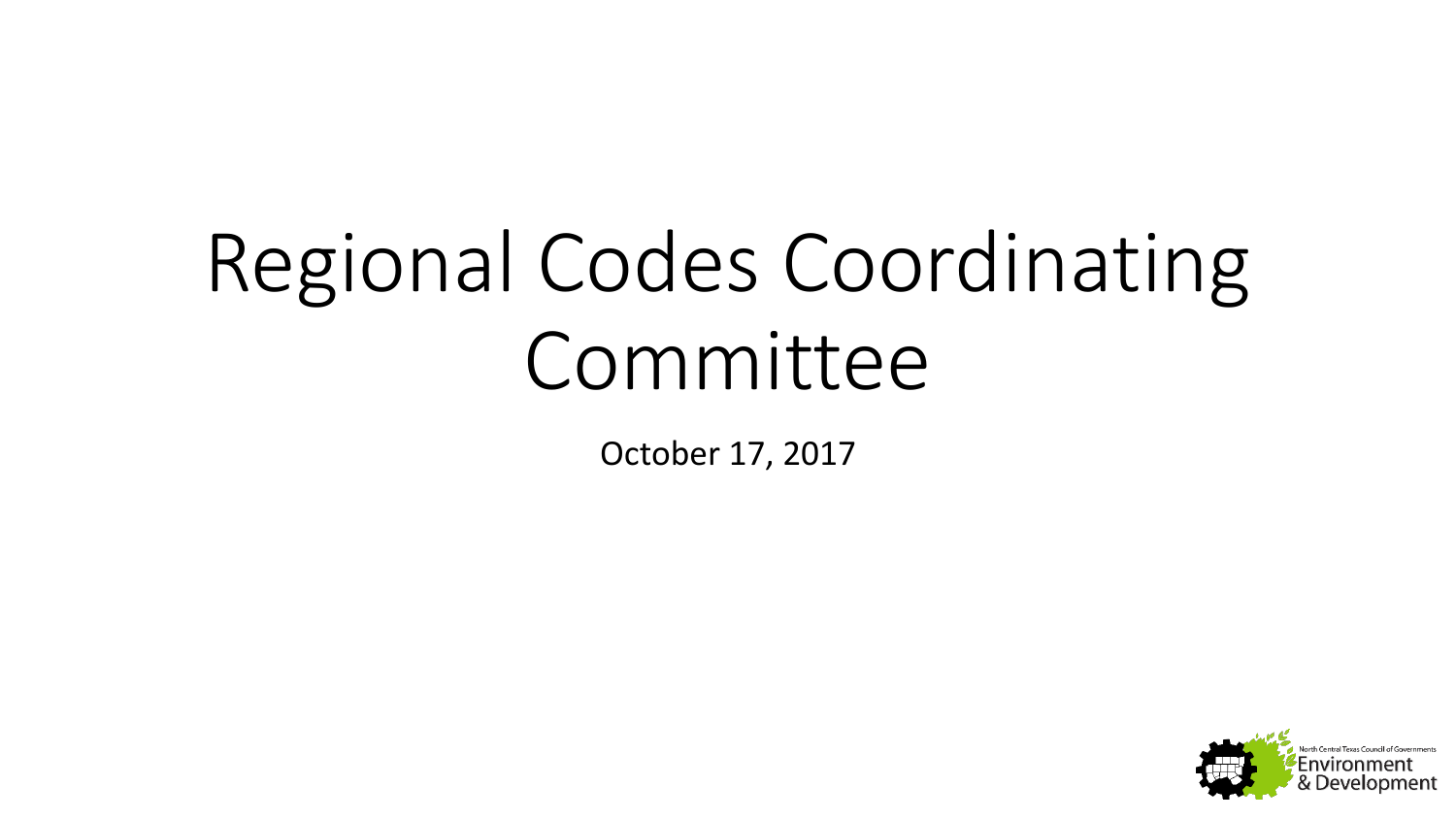# Regional Codes Coordinating Committee

October 17, 2017

North Central Texas Council of Governments
Environment & Development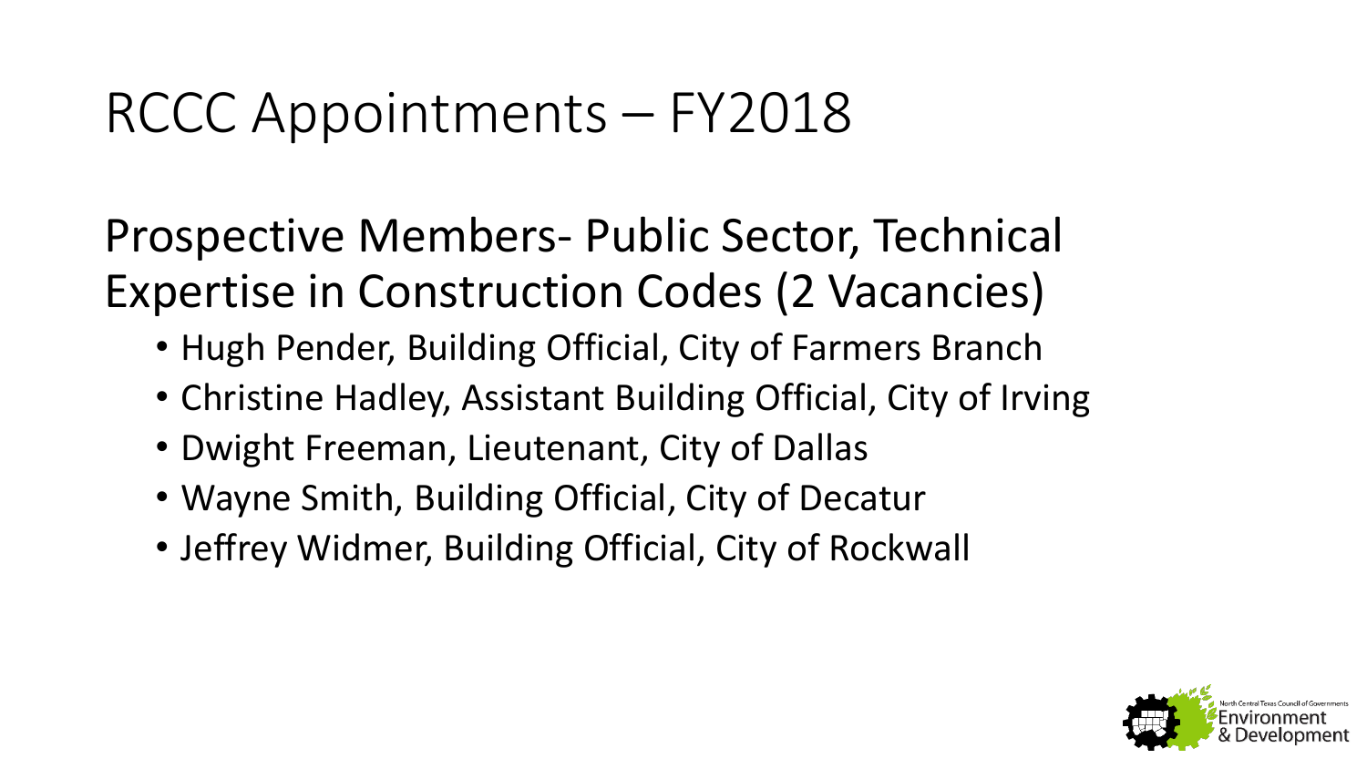# RCCC Appointments – FY2018

## Prospective Members- Public Sector, Technical Expertise in Construction Codes (2 Vacancies)

- Hugh Pender, Building Official, City of Farmers Branch
- Christine Hadley, Assistant Building Official, City of Irving
- Dwight Freeman, Lieutenant, City of Dallas
- Wayne Smith, Building Official, City of Decatur
- Jeffrey Widmer, Building Official, City of Rockwall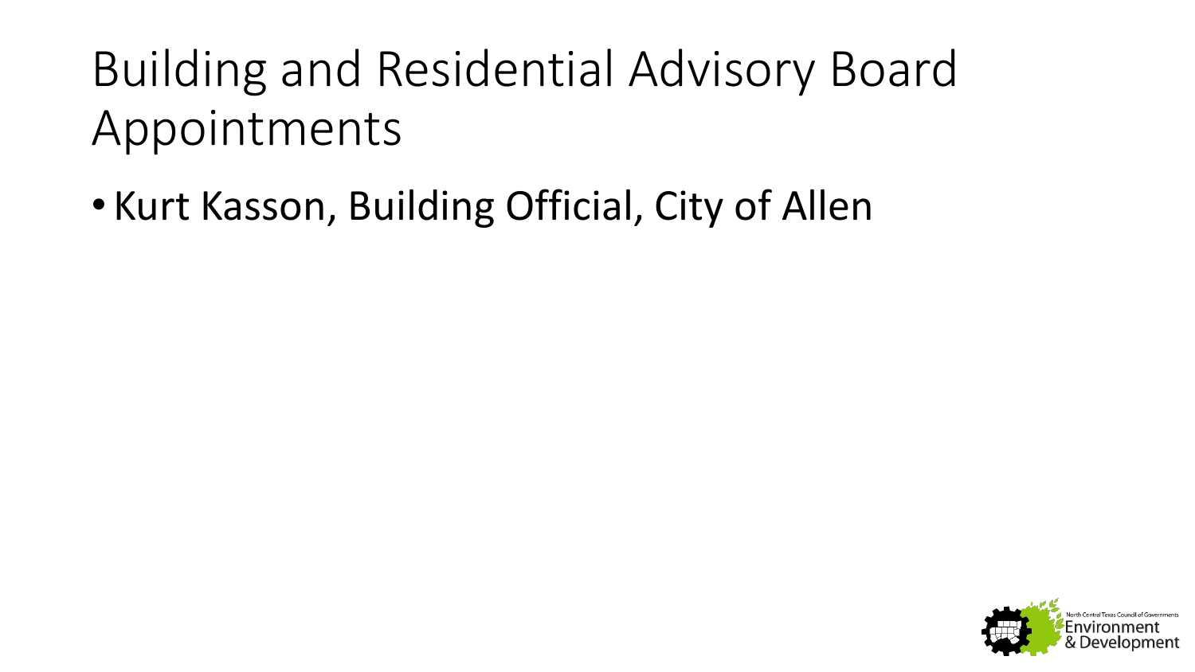# Building and Residential Advisory Board Appointments

- Kurt Kasson, Building Official, City of Allen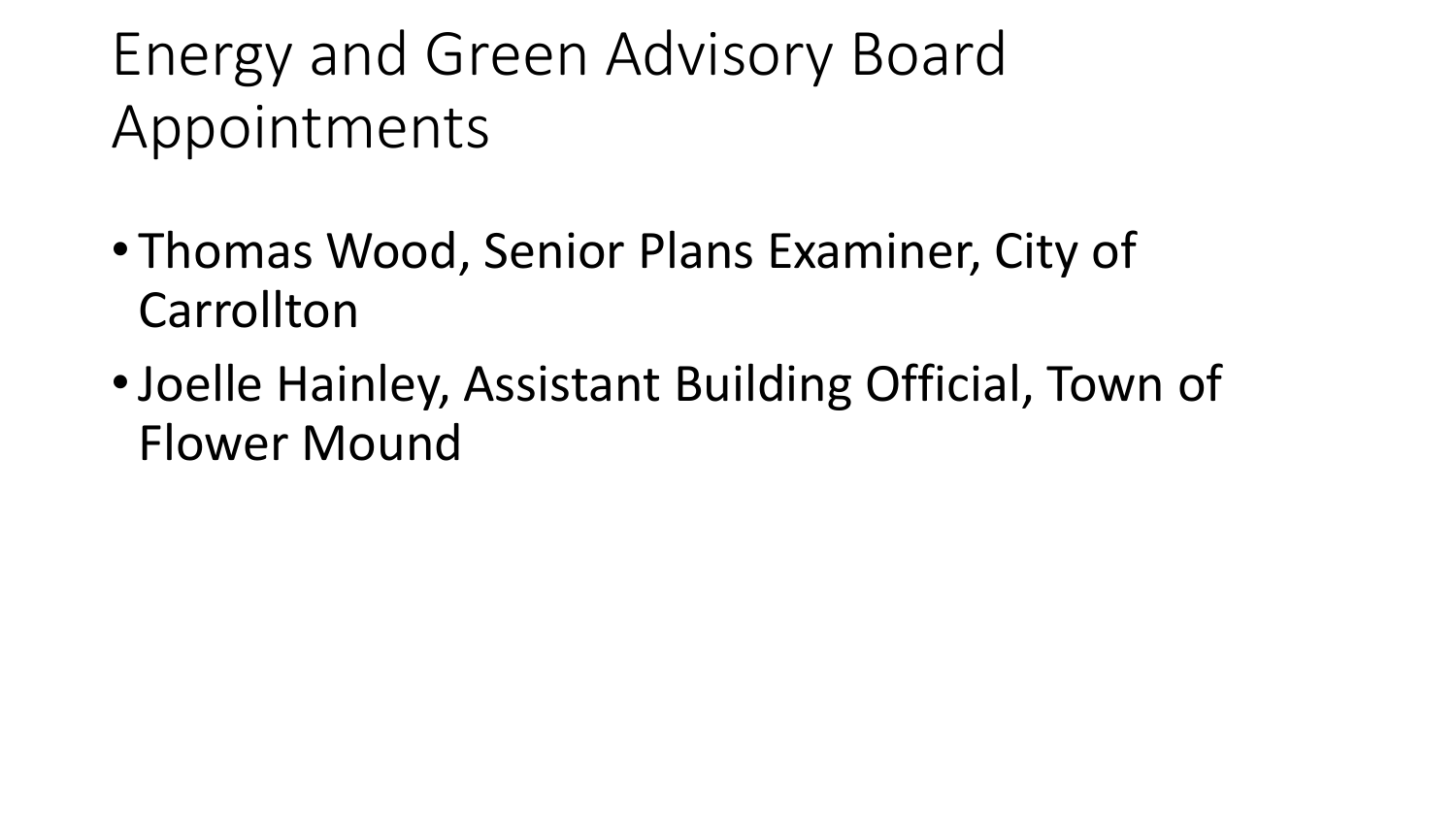# Energy and Green Advisory Board Appointments

- Thomas Wood, Senior Plans Examiner, City of Carrollton
- Joelle Hainley, Assistant Building Official, Town of Flower Mound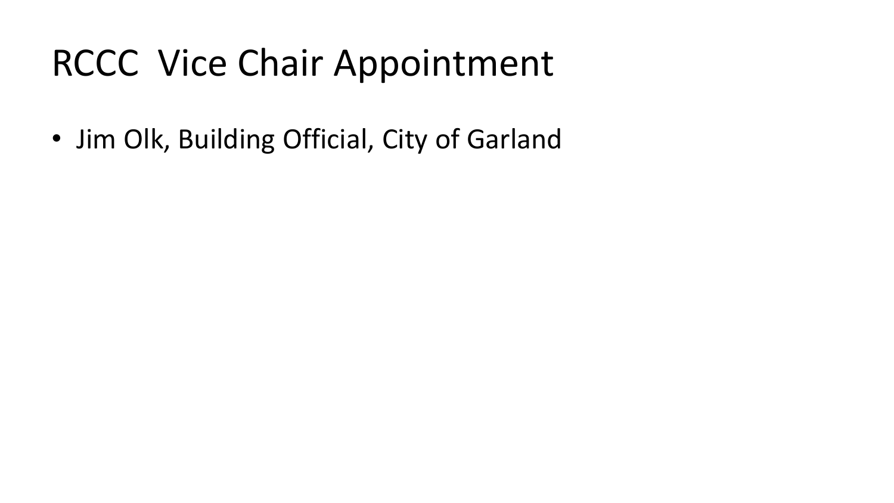# RCCC Vice Chair Appointment

- Jim Olk, Building Official, City of Garland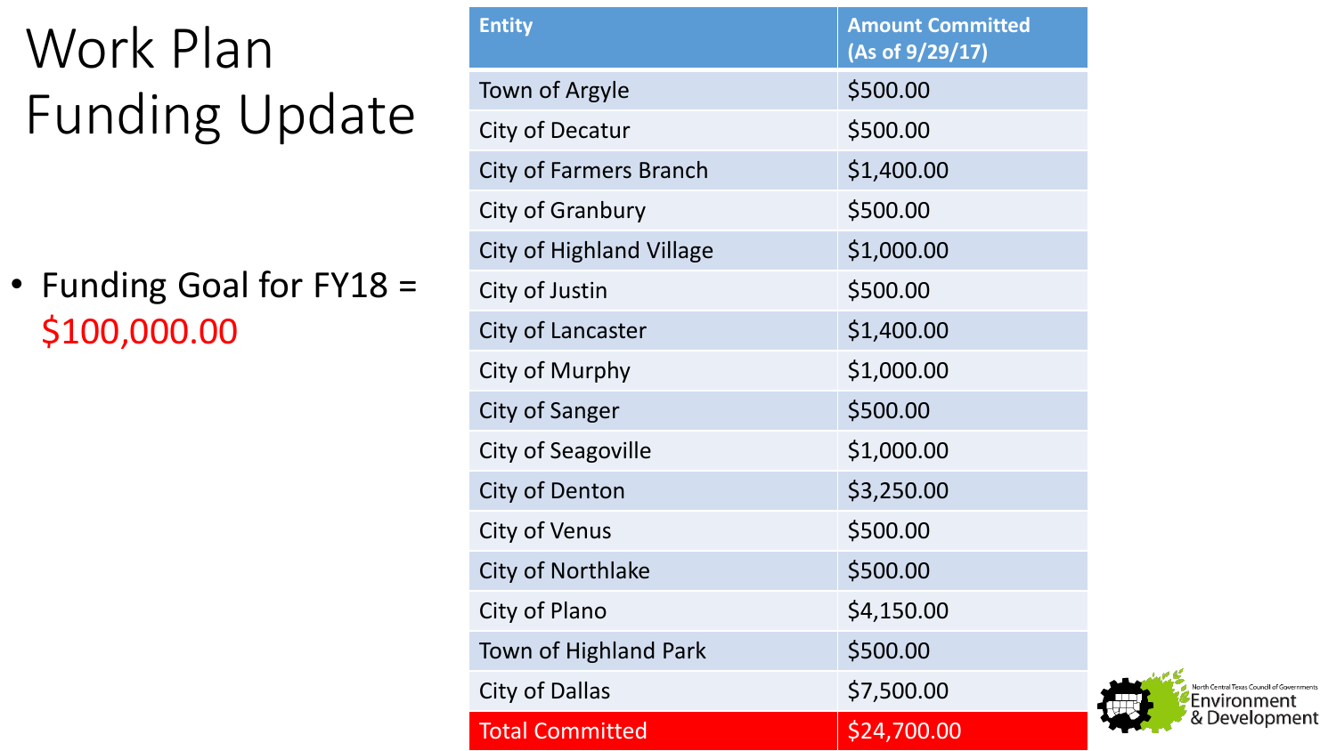# Work Plan Funding Update

- Funding Goal for FY18 = $100,000.00

| Entity | Amount Committed (As of 9/29/17) |
|---|---|
| Town of Argyle | $500.00 |
| City of Decatur | $500.00 |
| City of Farmers Branch | $1,400.00 |
| City of Granbury | $500.00 |
| City of Highland Village | $1,000.00 |
| City of Justin | $500.00 |
| City of Lancaster | $1,400.00 |
| City of Murphy | $1,000.00 |
| City of Sanger | $500.00 |
| City of Seagoville | $1,000.00 |
| City of Denton | $3,250.00 |
| City of Venus | $500.00 |
| City of Northlake | $500.00 |
| City of Plano | $4,150.00 |
| Town of Highland Park | $500.00 |
| City of Dallas | $7,500.00 |
| Total Committed | $24,700.00 |

North Central Texas Council of Governments Environment & Development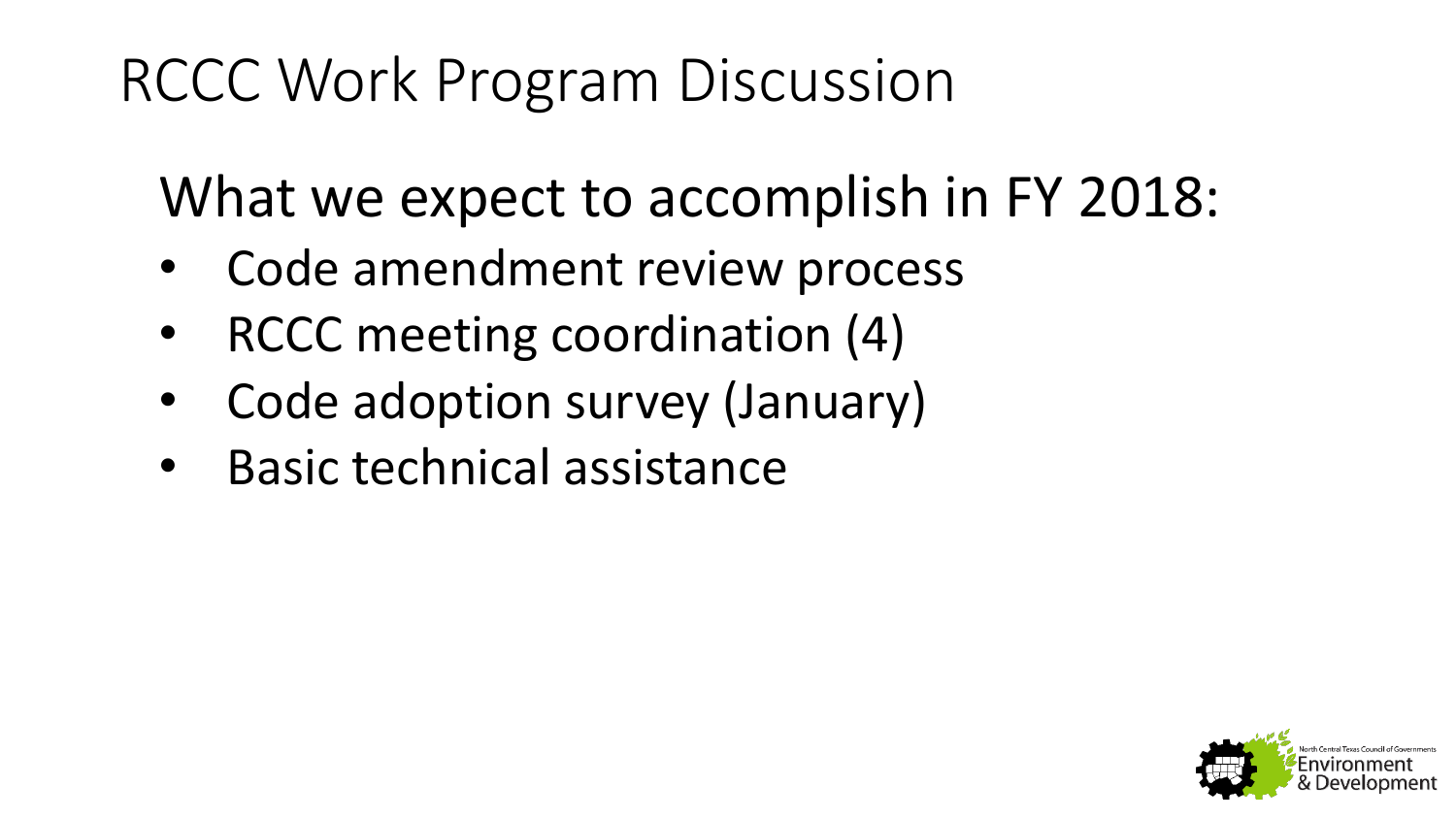# RCCC Work Program Discussion

## What we expect to accomplish in FY 2018:

- Code amendment review process
- RCCC meeting coordination (4)
- Code adoption survey (January)
- Basic technical assistance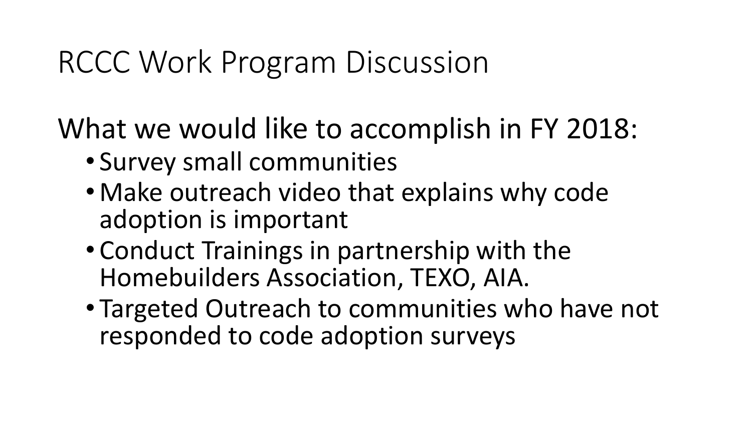# RCCC Work Program Discussion

What we would like to accomplish in FY 2018:

- Survey small communities
- Make outreach video that explains why code adoption is important
- Conduct Trainings in partnership with the Homebuilders Association, TEXO, AIA.
- Targeted Outreach to communities who have not responded to code adoption surveys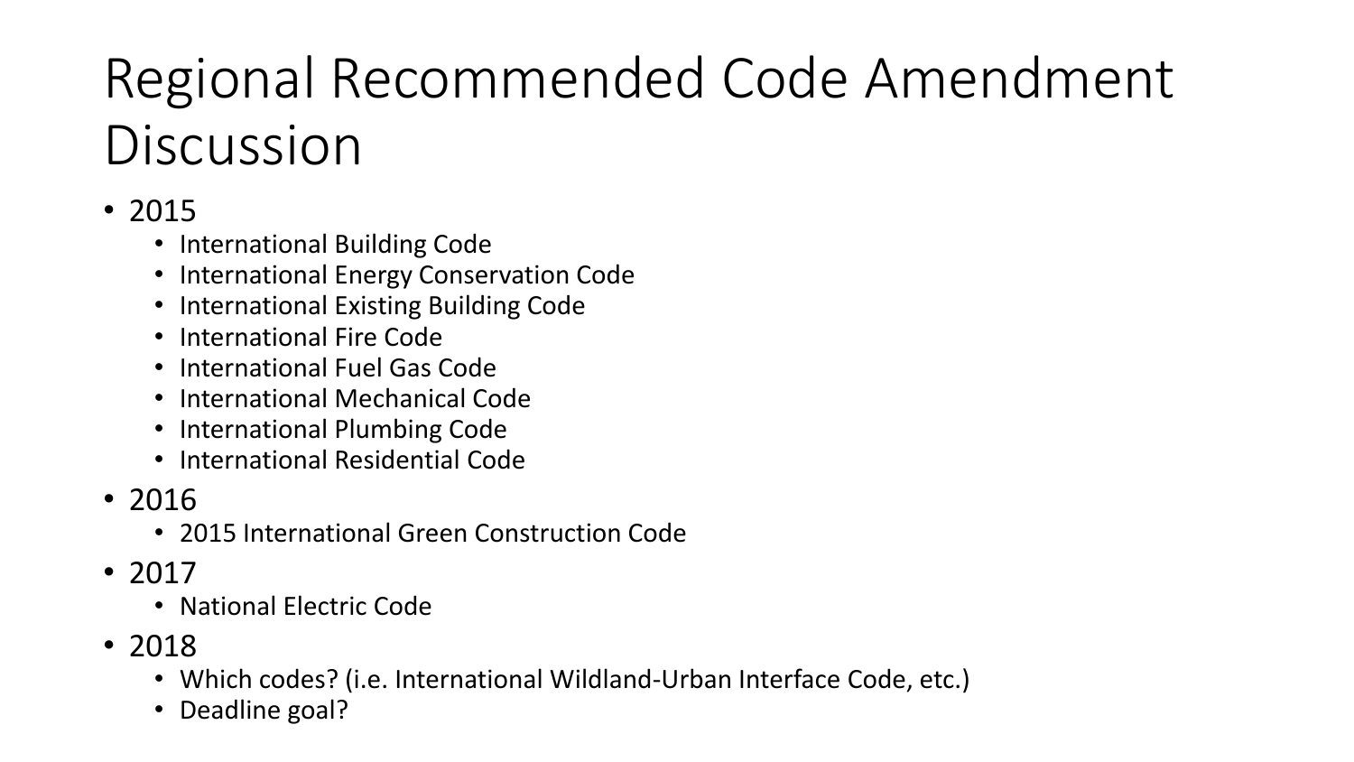# Regional Recommended Code Amendment Discussion

- 2015
  - International Building Code
  - International Energy Conservation Code
  - International Existing Building Code
  - International Fire Code
  - International Fuel Gas Code
  - International Mechanical Code
  - International Plumbing Code
  - International Residential Code
- 2016
  - 2015 International Green Construction Code
- 2017
  - National Electric Code
- 2018
  - Which codes? (i.e. International Wildland-Urban Interface Code, etc.)
  - Deadline goal?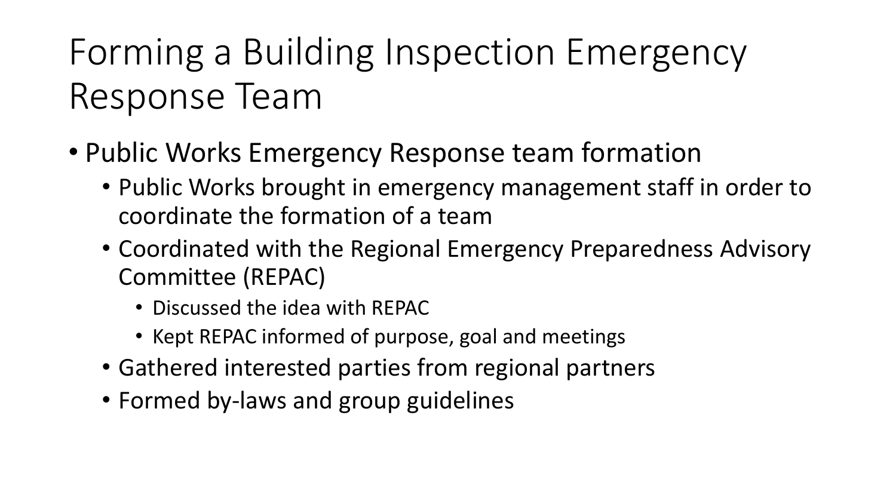# Forming a Building Inspection Emergency Response Team

- Public Works Emergency Response team formation
  - Public Works brought in emergency management staff in order to coordinate the formation of a team
  - Coordinated with the Regional Emergency Preparedness Advisory Committee (REPAC)
    - Discussed the idea with REPAC
    - Kept REPAC informed of purpose, goal and meetings
  - Gathered interested parties from regional partners
  - Formed by-laws and group guidelines